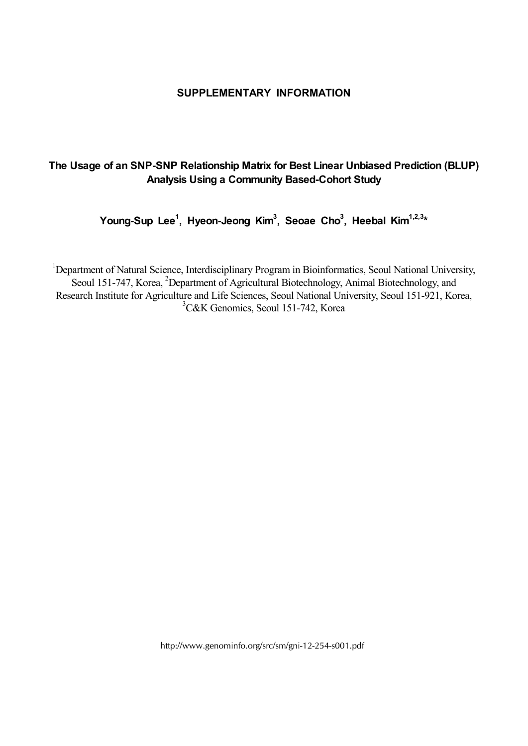# SUPPLEMENTARY INFORMATION

## The Usage of an SNP-SNP Relationship Matrix for Best Linear Unbiased Prediction (BLUP) Analysis Using a Community Based-Cohort Study

**Young-Sup Lee[1], Hyeon-Jeong Kim[3], Seoae Cho[3], Heebal Kim[1,2,3]***

[1]Department of Natural Science, Interdisciplinary Program in Bioinformatics, Seoul National University, Seoul 151-747, Korea, [2]Department of Agricultural Biotechnology, Animal Biotechnology, and Research Institute for Agriculture and Life Sciences, Seoul National University, Seoul 151-921, Korea, [3]C&K Genomics, Seoul 151-742, Korea

http://www.genominfo.org/src/sm/gni-12-254-s001.pdf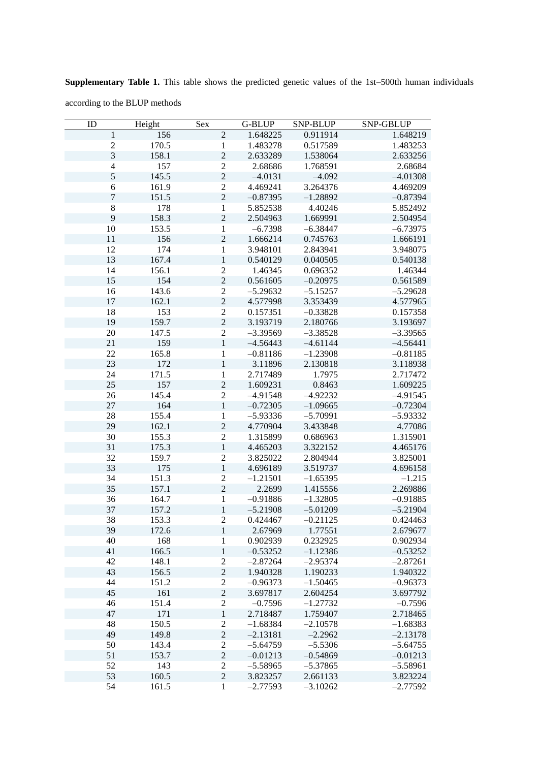**Supplementary Table 1.** This table shows the predicted genetic values of the 1st–500th human individuals according to the BLUP methods

| ID | Height | Sex | G-BLUP | SNP-BLUP | SNP-GBLUP |
|---|---|---|---|---|---|
| 1 | 156 | 2 | 1.648225 | 0.911914 | 1.648219 |
| 2 | 170.5 | 1 | 1.483278 | 0.517589 | 1.483253 |
| 3 | 158.1 | 2 | 2.633289 | 1.538064 | 2.633256 |
| 4 | 157 | 2 | 2.68686 | 1.768591 | 2.68684 |
| 5 | 145.5 | 2 | –4.0131 | –4.092 | –4.01308 |
| 6 | 161.9 | 2 | 4.469241 | 3.264376 | 4.469209 |
| 7 | 151.5 | 2 | –0.87395 | –1.28892 | –0.87394 |
| 8 | 178 | 1 | 5.852538 | 4.40246 | 5.852492 |
| 9 | 158.3 | 2 | 2.504963 | 1.669991 | 2.504954 |
| 10 | 153.5 | 1 | –6.7398 | –6.38447 | –6.73975 |
| 11 | 156 | 2 | 1.666214 | 0.745763 | 1.666191 |
| 12 | 174 | 1 | 3.948101 | 2.843941 | 3.948075 |
| 13 | 167.4 | 1 | 0.540129 | 0.040505 | 0.540138 |
| 14 | 156.1 | 2 | 1.46345 | 0.696352 | 1.46344 |
| 15 | 154 | 2 | 0.561605 | –0.20975 | 0.561589 |
| 16 | 143.6 | 2 | –5.29632 | –5.15257 | –5.29628 |
| 17 | 162.1 | 2 | 4.577998 | 3.353439 | 4.577965 |
| 18 | 153 | 2 | 0.157351 | –0.33828 | 0.157358 |
| 19 | 159.7 | 2 | 3.193719 | 2.180766 | 3.193697 |
| 20 | 147.5 | 2 | –3.39569 | –3.38528 | –3.39565 |
| 21 | 159 | 1 | –4.56443 | –4.61144 | –4.56441 |
| 22 | 165.8 | 1 | –0.81186 | –1.23908 | –0.81185 |
| 23 | 172 | 1 | 3.11896 | 2.130818 | 3.118938 |
| 24 | 171.5 | 1 | 2.717489 | 1.7975 | 2.717472 |
| 25 | 157 | 2 | 1.609231 | 0.8463 | 1.609225 |
| 26 | 145.4 | 2 | –4.91548 | –4.92232 | –4.91545 |
| 27 | 164 | 1 | –0.72305 | –1.09665 | –0.72304 |
| 28 | 155.4 | 1 | –5.93336 | –5.70991 | –5.93332 |
| 29 | 162.1 | 2 | 4.770904 | 3.433848 | 4.77086 |
| 30 | 155.3 | 2 | 1.315899 | 0.686963 | 1.315901 |
| 31 | 175.3 | 1 | 4.465203 | 3.322152 | 4.465176 |
| 32 | 159.7 | 2 | 3.825022 | 2.804944 | 3.825001 |
| 33 | 175 | 1 | 4.696189 | 3.519737 | 4.696158 |
| 34 | 151.3 | 2 | –1.21501 | –1.65395 | –1.215 |
| 35 | 157.1 | 2 | 2.2699 | 1.415556 | 2.269886 |
| 36 | 164.7 | 1 | –0.91886 | –1.32805 | –0.91885 |
| 37 | 157.2 | 1 | –5.21908 | –5.01209 | –5.21904 |
| 38 | 153.3 | 2 | 0.424467 | –0.21125 | 0.424463 |
| 39 | 172.6 | 1 | 2.67969 | 1.77551 | 2.679677 |
| 40 | 168 | 1 | 0.902939 | 0.232925 | 0.902934 |
| 41 | 166.5 | 1 | –0.53252 | –1.12386 | –0.53252 |
| 42 | 148.1 | 2 | –2.87264 | –2.95374 | –2.87261 |
| 43 | 156.5 | 2 | 1.940328 | 1.190233 | 1.940322 |
| 44 | 151.2 | 2 | –0.96373 | –1.50465 | –0.96373 |
| 45 | 161 | 2 | 3.697817 | 2.604254 | 3.697792 |
| 46 | 151.4 | 2 | –0.7596 | –1.27732 | –0.7596 |
| 47 | 171 | 1 | 2.718487 | 1.759407 | 2.718465 |
| 48 | 150.5 | 2 | –1.68384 | –2.10578 | –1.68383 |
| 49 | 149.8 | 2 | –2.13181 | –2.2962 | –2.13178 |
| 50 | 143.4 | 2 | –5.64759 | –5.5306 | –5.64755 |
| 51 | 153.7 | 2 | –0.01213 | –0.54869 | –0.01213 |
| 52 | 143 | 2 | –5.58965 | –5.37865 | –5.58961 |
| 53 | 160.5 | 2 | 3.823257 | 2.661133 | 3.823224 |
| 54 | 161.5 | 1 | –2.77593 | –3.10262 | –2.77592 |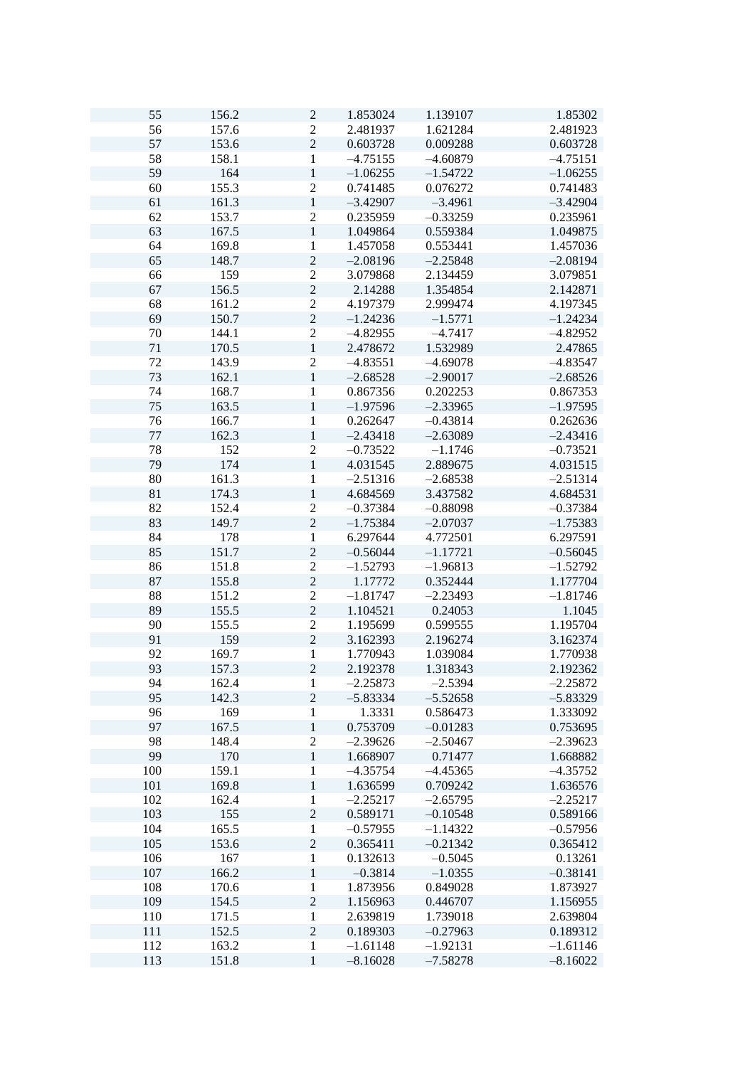| | | | | | |
|---|---|---|---|---|---|
| 55 | 156.2 | 2 | 1.853024 | 1.139107 | 1.85302 |
| 56 | 157.6 | 2 | 2.481937 | 1.621284 | 2.481923 |
| 57 | 153.6 | 2 | 0.603728 | 0.009288 | 0.603728 |
| 58 | 158.1 | 1 | –4.75155 | –4.60879 | –4.75151 |
| 59 | 164 | 1 | –1.06255 | –1.54722 | –1.06255 |
| 60 | 155.3 | 2 | 0.741485 | 0.076272 | 0.741483 |
| 61 | 161.3 | 1 | –3.42907 | –3.4961 | –3.42904 |
| 62 | 153.7 | 2 | 0.235959 | –0.33259 | 0.235961 |
| 63 | 167.5 | 1 | 1.049864 | 0.559384 | 1.049875 |
| 64 | 169.8 | 1 | 1.457058 | 0.553441 | 1.457036 |
| 65 | 148.7 | 2 | –2.08196 | –2.25848 | –2.08194 |
| 66 | 159 | 2 | 3.079868 | 2.134459 | 3.079851 |
| 67 | 156.5 | 2 | 2.14288 | 1.354854 | 2.142871 |
| 68 | 161.2 | 2 | 4.197379 | 2.999474 | 4.197345 |
| 69 | 150.7 | 2 | –1.24236 | –1.5771 | –1.24234 |
| 70 | 144.1 | 2 | –4.82955 | –4.7417 | –4.82952 |
| 71 | 170.5 | 1 | 2.478672 | 1.532989 | 2.47865 |
| 72 | 143.9 | 2 | –4.83551 | –4.69078 | –4.83547 |
| 73 | 162.1 | 1 | –2.68528 | –2.90017 | –2.68526 |
| 74 | 168.7 | 1 | 0.867356 | 0.202253 | 0.867353 |
| 75 | 163.5 | 1 | –1.97596 | –2.33965 | –1.97595 |
| 76 | 166.7 | 1 | 0.262647 | –0.43814 | 0.262636 |
| 77 | 162.3 | 1 | –2.43418 | –2.63089 | –2.43416 |
| 78 | 152 | 2 | –0.73522 | –1.1746 | –0.73521 |
| 79 | 174 | 1 | 4.031545 | 2.889675 | 4.031515 |
| 80 | 161.3 | 1 | –2.51316 | –2.68538 | –2.51314 |
| 81 | 174.3 | 1 | 4.684569 | 3.437582 | 4.684531 |
| 82 | 152.4 | 2 | –0.37384 | –0.88098 | –0.37384 |
| 83 | 149.7 | 2 | –1.75384 | –2.07037 | –1.75383 |
| 84 | 178 | 1 | 6.297644 | 4.772501 | 6.297591 |
| 85 | 151.7 | 2 | –0.56044 | –1.17721 | –0.56045 |
| 86 | 151.8 | 2 | –1.52793 | –1.96813 | –1.52792 |
| 87 | 155.8 | 2 | 1.17772 | 0.352444 | 1.177704 |
| 88 | 151.2 | 2 | –1.81747 | –2.23493 | –1.81746 |
| 89 | 155.5 | 2 | 1.104521 | 0.24053 | 1.1045 |
| 90 | 155.5 | 2 | 1.195699 | 0.599555 | 1.195704 |
| 91 | 159 | 2 | 3.162393 | 2.196274 | 3.162374 |
| 92 | 169.7 | 1 | 1.770943 | 1.039084 | 1.770938 |
| 93 | 157.3 | 2 | 2.192378 | 1.318343 | 2.192362 |
| 94 | 162.4 | 1 | –2.25873 | –2.5394 | –2.25872 |
| 95 | 142.3 | 2 | –5.83334 | –5.52658 | –5.83329 |
| 96 | 169 | 1 | 1.3331 | 0.586473 | 1.333092 |
| 97 | 167.5 | 1 | 0.753709 | –0.01283 | 0.753695 |
| 98 | 148.4 | 2 | –2.39626 | –2.50467 | –2.39623 |
| 99 | 170 | 1 | 1.668907 | 0.71477 | 1.668882 |
| 100 | 159.1 | 1 | –4.35754 | –4.45365 | –4.35752 |
| 101 | 169.8 | 1 | 1.636599 | 0.709242 | 1.636576 |
| 102 | 162.4 | 1 | –2.25217 | –2.65795 | –2.25217 |
| 103 | 155 | 2 | 0.589171 | –0.10548 | 0.589166 |
| 104 | 165.5 | 1 | –0.57955 | –1.14322 | –0.57956 |
| 105 | 153.6 | 2 | 0.365411 | –0.21342 | 0.365412 |
| 106 | 167 | 1 | 0.132613 | –0.5045 | 0.13261 |
| 107 | 166.2 | 1 | –0.3814 | –1.0355 | –0.38141 |
| 108 | 170.6 | 1 | 1.873956 | 0.849028 | 1.873927 |
| 109 | 154.5 | 2 | 1.156963 | 0.446707 | 1.156955 |
| 110 | 171.5 | 1 | 2.639819 | 1.739018 | 2.639804 |
| 111 | 152.5 | 2 | 0.189303 | –0.27963 | 0.189312 |
| 112 | 163.2 | 1 | –1.61148 | –1.92131 | –1.61146 |
| 113 | 151.8 | 1 | –8.16028 | –7.58278 | –8.16022 |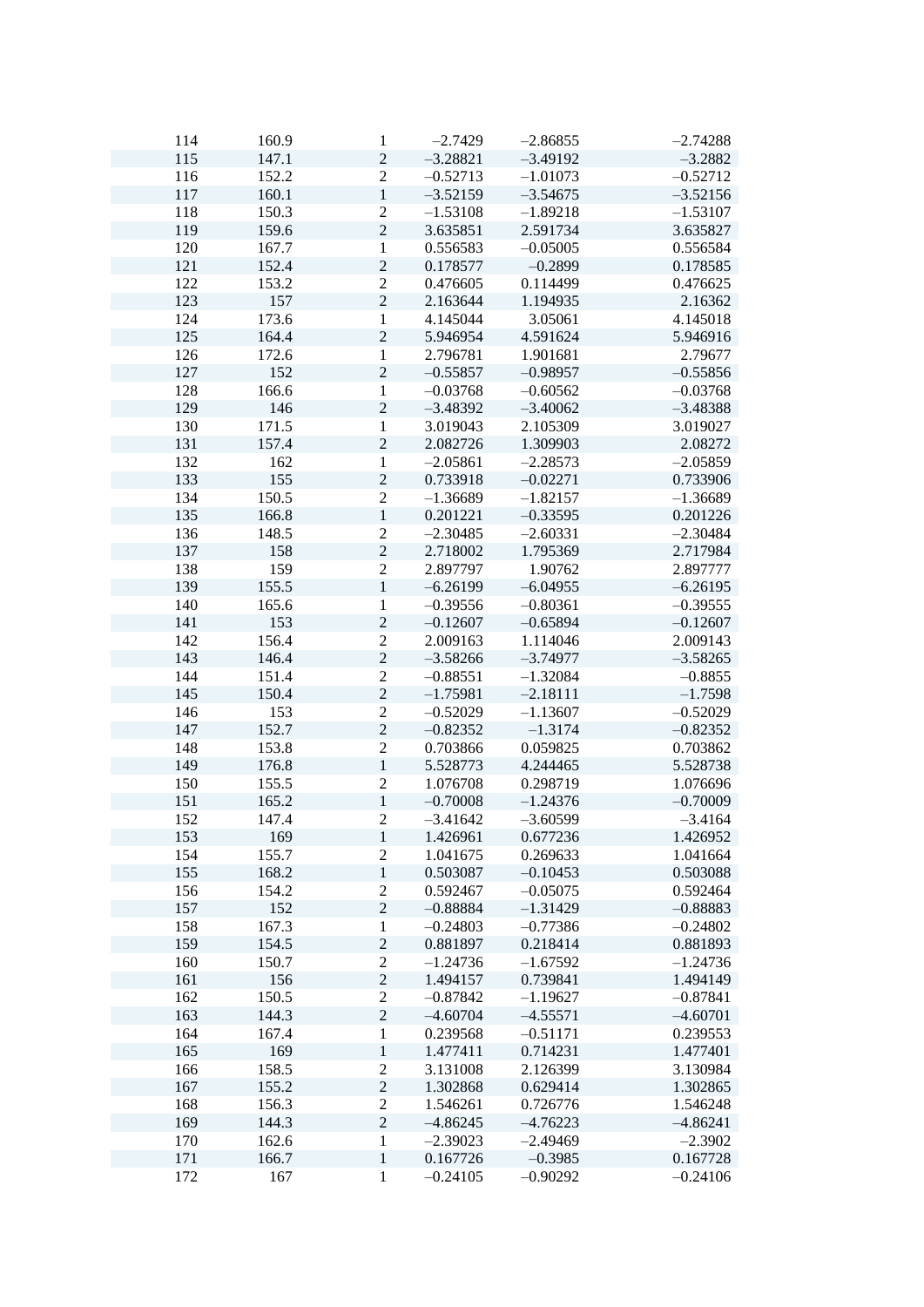| | | | | | |
|---|---|---|---|---|---|
| 114 | 160.9 | 1 | –2.7429 | –2.86855 | –2.74288 |
| 115 | 147.1 | 2 | –3.28821 | –3.49192 | –3.2882 |
| 116 | 152.2 | 2 | –0.52713 | –1.01073 | –0.52712 |
| 117 | 160.1 | 1 | –3.52159 | –3.54675 | –3.52156 |
| 118 | 150.3 | 2 | –1.53108 | –1.89218 | –1.53107 |
| 119 | 159.6 | 2 | 3.635851 | 2.591734 | 3.635827 |
| 120 | 167.7 | 1 | 0.556583 | –0.05005 | 0.556584 |
| 121 | 152.4 | 2 | 0.178577 | –0.2899 | 0.178585 |
| 122 | 153.2 | 2 | 0.476605 | 0.114499 | 0.476625 |
| 123 | 157 | 2 | 2.163644 | 1.194935 | 2.16362 |
| 124 | 173.6 | 1 | 4.145044 | 3.05061 | 4.145018 |
| 125 | 164.4 | 2 | 5.946954 | 4.591624 | 5.946916 |
| 126 | 172.6 | 1 | 2.796781 | 1.901681 | 2.79677 |
| 127 | 152 | 2 | –0.55857 | –0.98957 | –0.55856 |
| 128 | 166.6 | 1 | –0.03768 | –0.60562 | –0.03768 |
| 129 | 146 | 2 | –3.48392 | –3.40062 | –3.48388 |
| 130 | 171.5 | 1 | 3.019043 | 2.105309 | 3.019027 |
| 131 | 157.4 | 2 | 2.082726 | 1.309903 | 2.08272 |
| 132 | 162 | 1 | –2.05861 | –2.28573 | –2.05859 |
| 133 | 155 | 2 | 0.733918 | –0.02271 | 0.733906 |
| 134 | 150.5 | 2 | –1.36689 | –1.82157 | –1.36689 |
| 135 | 166.8 | 1 | 0.201221 | –0.33595 | 0.201226 |
| 136 | 148.5 | 2 | –2.30485 | –2.60331 | –2.30484 |
| 137 | 158 | 2 | 2.718002 | 1.795369 | 2.717984 |
| 138 | 159 | 2 | 2.897797 | 1.90762 | 2.897777 |
| 139 | 155.5 | 1 | –6.26199 | –6.04955 | –6.26195 |
| 140 | 165.6 | 1 | –0.39556 | –0.80361 | –0.39555 |
| 141 | 153 | 2 | –0.12607 | –0.65894 | –0.12607 |
| 142 | 156.4 | 2 | 2.009163 | 1.114046 | 2.009143 |
| 143 | 146.4 | 2 | –3.58266 | –3.74977 | –3.58265 |
| 144 | 151.4 | 2 | –0.88551 | –1.32084 | –0.8855 |
| 145 | 150.4 | 2 | –1.75981 | –2.18111 | –1.7598 |
| 146 | 153 | 2 | –0.52029 | –1.13607 | –0.52029 |
| 147 | 152.7 | 2 | –0.82352 | –1.3174 | –0.82352 |
| 148 | 153.8 | 2 | 0.703866 | 0.059825 | 0.703862 |
| 149 | 176.8 | 1 | 5.528773 | 4.244465 | 5.528738 |
| 150 | 155.5 | 2 | 1.076708 | 0.298719 | 1.076696 |
| 151 | 165.2 | 1 | –0.70008 | –1.24376 | –0.70009 |
| 152 | 147.4 | 2 | –3.41642 | –3.60599 | –3.4164 |
| 153 | 169 | 1 | 1.426961 | 0.677236 | 1.426952 |
| 154 | 155.7 | 2 | 1.041675 | 0.269633 | 1.041664 |
| 155 | 168.2 | 1 | 0.503087 | –0.10453 | 0.503088 |
| 156 | 154.2 | 2 | 0.592467 | –0.05075 | 0.592464 |
| 157 | 152 | 2 | –0.88884 | –1.31429 | –0.88883 |
| 158 | 167.3 | 1 | –0.24803 | –0.77386 | –0.24802 |
| 159 | 154.5 | 2 | 0.881897 | 0.218414 | 0.881893 |
| 160 | 150.7 | 2 | –1.24736 | –1.67592 | –1.24736 |
| 161 | 156 | 2 | 1.494157 | 0.739841 | 1.494149 |
| 162 | 150.5 | 2 | –0.87842 | –1.19627 | –0.87841 |
| 163 | 144.3 | 2 | –4.60704 | –4.55571 | –4.60701 |
| 164 | 167.4 | 1 | 0.239568 | –0.51171 | 0.239553 |
| 165 | 169 | 1 | 1.477411 | 0.714231 | 1.477401 |
| 166 | 158.5 | 2 | 3.131008 | 2.126399 | 3.130984 |
| 167 | 155.2 | 2 | 1.302868 | 0.629414 | 1.302865 |
| 168 | 156.3 | 2 | 1.546261 | 0.726776 | 1.546248 |
| 169 | 144.3 | 2 | –4.86245 | –4.76223 | –4.86241 |
| 170 | 162.6 | 1 | –2.39023 | –2.49469 | –2.3902 |
| 171 | 166.7 | 1 | 0.167726 | –0.3985 | 0.167728 |
| 172 | 167 | 1 | –0.24105 | –0.90292 | –0.24106 |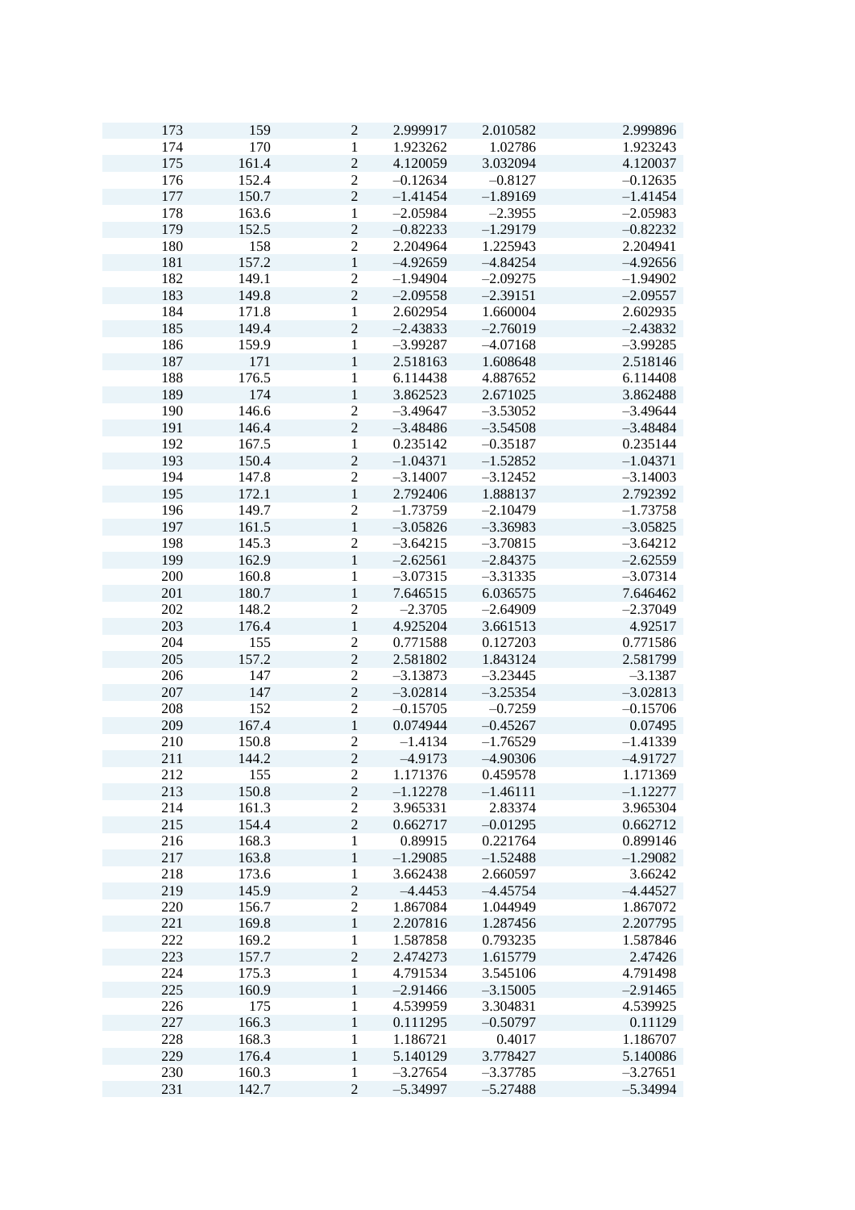| | | | | | |
|---|---|---|---|---|---|
| 173 | 159 | 2 | 2.999917 | 2.010582 | 2.999896 |
| 174 | 170 | 1 | 1.923262 | 1.02786 | 1.923243 |
| 175 | 161.4 | 2 | 4.120059 | 3.032094 | 4.120037 |
| 176 | 152.4 | 2 | –0.12634 | –0.8127 | –0.12635 |
| 177 | 150.7 | 2 | –1.41454 | –1.89169 | –1.41454 |
| 178 | 163.6 | 1 | –2.05984 | –2.3955 | –2.05983 |
| 179 | 152.5 | 2 | –0.82233 | –1.29179 | –0.82232 |
| 180 | 158 | 2 | 2.204964 | 1.225943 | 2.204941 |
| 181 | 157.2 | 1 | –4.92659 | –4.84254 | –4.92656 |
| 182 | 149.1 | 2 | –1.94904 | –2.09275 | –1.94902 |
| 183 | 149.8 | 2 | –2.09558 | –2.39151 | –2.09557 |
| 184 | 171.8 | 1 | 2.602954 | 1.660004 | 2.602935 |
| 185 | 149.4 | 2 | –2.43833 | –2.76019 | –2.43832 |
| 186 | 159.9 | 1 | –3.99287 | –4.07168 | –3.99285 |
| 187 | 171 | 1 | 2.518163 | 1.608648 | 2.518146 |
| 188 | 176.5 | 1 | 6.114438 | 4.887652 | 6.114408 |
| 189 | 174 | 1 | 3.862523 | 2.671025 | 3.862488 |
| 190 | 146.6 | 2 | –3.49647 | –3.53052 | –3.49644 |
| 191 | 146.4 | 2 | –3.48486 | –3.54508 | –3.48484 |
| 192 | 167.5 | 1 | 0.235142 | –0.35187 | 0.235144 |
| 193 | 150.4 | 2 | –1.04371 | –1.52852 | –1.04371 |
| 194 | 147.8 | 2 | –3.14007 | –3.12452 | –3.14003 |
| 195 | 172.1 | 1 | 2.792406 | 1.888137 | 2.792392 |
| 196 | 149.7 | 2 | –1.73759 | –2.10479 | –1.73758 |
| 197 | 161.5 | 1 | –3.05826 | –3.36983 | –3.05825 |
| 198 | 145.3 | 2 | –3.64215 | –3.70815 | –3.64212 |
| 199 | 162.9 | 1 | –2.62561 | –2.84375 | –2.62559 |
| 200 | 160.8 | 1 | –3.07315 | –3.31335 | –3.07314 |
| 201 | 180.7 | 1 | 7.646515 | 6.036575 | 7.646462 |
| 202 | 148.2 | 2 | –2.3705 | –2.64909 | –2.37049 |
| 203 | 176.4 | 1 | 4.925204 | 3.661513 | 4.92517 |
| 204 | 155 | 2 | 0.771588 | 0.127203 | 0.771586 |
| 205 | 157.2 | 2 | 2.581802 | 1.843124 | 2.581799 |
| 206 | 147 | 2 | –3.13873 | –3.23445 | –3.1387 |
| 207 | 147 | 2 | –3.02814 | –3.25354 | –3.02813 |
| 208 | 152 | 2 | –0.15705 | –0.7259 | –0.15706 |
| 209 | 167.4 | 1 | 0.074944 | –0.45267 | 0.07495 |
| 210 | 150.8 | 2 | –1.4134 | –1.76529 | –1.41339 |
| 211 | 144.2 | 2 | –4.9173 | –4.90306 | –4.91727 |
| 212 | 155 | 2 | 1.171376 | 0.459578 | 1.171369 |
| 213 | 150.8 | 2 | –1.12278 | –1.46111 | –1.12277 |
| 214 | 161.3 | 2 | 3.965331 | 2.83374 | 3.965304 |
| 215 | 154.4 | 2 | 0.662717 | –0.01295 | 0.662712 |
| 216 | 168.3 | 1 | 0.89915 | 0.221764 | 0.899146 |
| 217 | 163.8 | 1 | –1.29085 | –1.52488 | –1.29082 |
| 218 | 173.6 | 1 | 3.662438 | 2.660597 | 3.66242 |
| 219 | 145.9 | 2 | –4.4453 | –4.45754 | –4.44527 |
| 220 | 156.7 | 2 | 1.867084 | 1.044949 | 1.867072 |
| 221 | 169.8 | 1 | 2.207816 | 1.287456 | 2.207795 |
| 222 | 169.2 | 1 | 1.587858 | 0.793235 | 1.587846 |
| 223 | 157.7 | 2 | 2.474273 | 1.615779 | 2.47426 |
| 224 | 175.3 | 1 | 4.791534 | 3.545106 | 4.791498 |
| 225 | 160.9 | 1 | –2.91466 | –3.15005 | –2.91465 |
| 226 | 175 | 1 | 4.539959 | 3.304831 | 4.539925 |
| 227 | 166.3 | 1 | 0.111295 | –0.50797 | 0.11129 |
| 228 | 168.3 | 1 | 1.186721 | 0.4017 | 1.186707 |
| 229 | 176.4 | 1 | 5.140129 | 3.778427 | 5.140086 |
| 230 | 160.3 | 1 | –3.27654 | –3.37785 | –3.27651 |
| 231 | 142.7 | 2 | –5.34997 | –5.27488 | –5.34994 |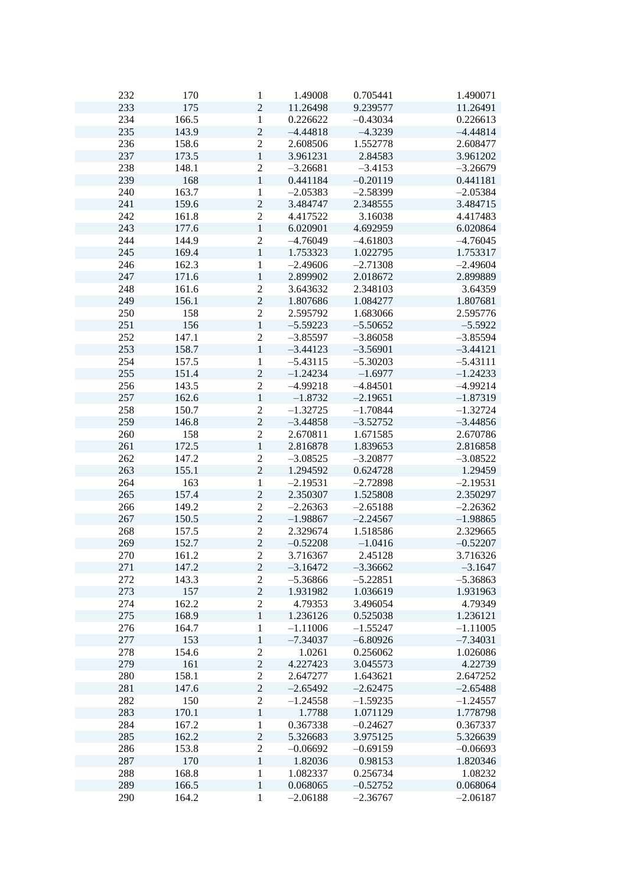| | | | | | |
|---|---|---|---|---|---|
| 232 | 170 | 1 | 1.49008 | 0.705441 | 1.490071 |
| 233 | 175 | 2 | 11.26498 | 9.239577 | 11.26491 |
| 234 | 166.5 | 1 | 0.226622 | –0.43034 | 0.226613 |
| 235 | 143.9 | 2 | –4.44818 | –4.3239 | –4.44814 |
| 236 | 158.6 | 2 | 2.608506 | 1.552778 | 2.608477 |
| 237 | 173.5 | 1 | 3.961231 | 2.84583 | 3.961202 |
| 238 | 148.1 | 2 | –3.26681 | –3.4153 | –3.26679 |
| 239 | 168 | 1 | 0.441184 | –0.20119 | 0.441181 |
| 240 | 163.7 | 1 | –2.05383 | –2.58399 | –2.05384 |
| 241 | 159.6 | 2 | 3.484747 | 2.348555 | 3.484715 |
| 242 | 161.8 | 2 | 4.417522 | 3.16038 | 4.417483 |
| 243 | 177.6 | 1 | 6.020901 | 4.692959 | 6.020864 |
| 244 | 144.9 | 2 | –4.76049 | –4.61803 | –4.76045 |
| 245 | 169.4 | 1 | 1.753323 | 1.022795 | 1.753317 |
| 246 | 162.3 | 1 | –2.49606 | –2.71308 | –2.49604 |
| 247 | 171.6 | 1 | 2.899902 | 2.018672 | 2.899889 |
| 248 | 161.6 | 2 | 3.643632 | 2.348103 | 3.64359 |
| 249 | 156.1 | 2 | 1.807686 | 1.084277 | 1.807681 |
| 250 | 158 | 2 | 2.595792 | 1.683066 | 2.595776 |
| 251 | 156 | 1 | –5.59223 | –5.50652 | –5.5922 |
| 252 | 147.1 | 2 | –3.85597 | –3.86058 | –3.85594 |
| 253 | 158.7 | 1 | –3.44123 | –3.56901 | –3.44121 |
| 254 | 157.5 | 1 | –5.43115 | –5.30203 | –5.43111 |
| 255 | 151.4 | 2 | –1.24234 | –1.6977 | –1.24233 |
| 256 | 143.5 | 2 | –4.99218 | –4.84501 | –4.99214 |
| 257 | 162.6 | 1 | –1.8732 | –2.19651 | –1.87319 |
| 258 | 150.7 | 2 | –1.32725 | –1.70844 | –1.32724 |
| 259 | 146.8 | 2 | –3.44858 | –3.52752 | –3.44856 |
| 260 | 158 | 2 | 2.670811 | 1.671585 | 2.670786 |
| 261 | 172.5 | 1 | 2.816878 | 1.839653 | 2.816858 |
| 262 | 147.2 | 2 | –3.08525 | –3.20877 | –3.08522 |
| 263 | 155.1 | 2 | 1.294592 | 0.624728 | 1.29459 |
| 264 | 163 | 1 | –2.19531 | –2.72898 | –2.19531 |
| 265 | 157.4 | 2 | 2.350307 | 1.525808 | 2.350297 |
| 266 | 149.2 | 2 | –2.26363 | –2.65188 | –2.26362 |
| 267 | 150.5 | 2 | –1.98867 | –2.24567 | –1.98865 |
| 268 | 157.5 | 2 | 2.329674 | 1.518586 | 2.329665 |
| 269 | 152.7 | 2 | –0.52208 | –1.0416 | –0.52207 |
| 270 | 161.2 | 2 | 3.716367 | 2.45128 | 3.716326 |
| 271 | 147.2 | 2 | –3.16472 | –3.36662 | –3.1647 |
| 272 | 143.3 | 2 | –5.36866 | –5.22851 | –5.36863 |
| 273 | 157 | 2 | 1.931982 | 1.036619 | 1.931963 |
| 274 | 162.2 | 2 | 4.79353 | 3.496054 | 4.79349 |
| 275 | 168.9 | 1 | 1.236126 | 0.525038 | 1.236121 |
| 276 | 164.7 | 1 | –1.11006 | –1.55247 | –1.11005 |
| 277 | 153 | 1 | –7.34037 | –6.80926 | –7.34031 |
| 278 | 154.6 | 2 | 1.0261 | 0.256062 | 1.026086 |
| 279 | 161 | 2 | 4.227423 | 3.045573 | 4.22739 |
| 280 | 158.1 | 2 | 2.647277 | 1.643621 | 2.647252 |
| 281 | 147.6 | 2 | –2.65492 | –2.62475 | –2.65488 |
| 282 | 150 | 2 | –1.24558 | –1.59235 | –1.24557 |
| 283 | 170.1 | 1 | 1.7788 | 1.071129 | 1.778798 |
| 284 | 167.2 | 1 | 0.367338 | –0.24627 | 0.367337 |
| 285 | 162.2 | 2 | 5.326683 | 3.975125 | 5.326639 |
| 286 | 153.8 | 2 | –0.06692 | –0.69159 | –0.06693 |
| 287 | 170 | 1 | 1.82036 | 0.98153 | 1.820346 |
| 288 | 168.8 | 1 | 1.082337 | 0.256734 | 1.08232 |
| 289 | 166.5 | 1 | 0.068065 | –0.52752 | 0.068064 |
| 290 | 164.2 | 1 | –2.06188 | –2.36767 | –2.06187 |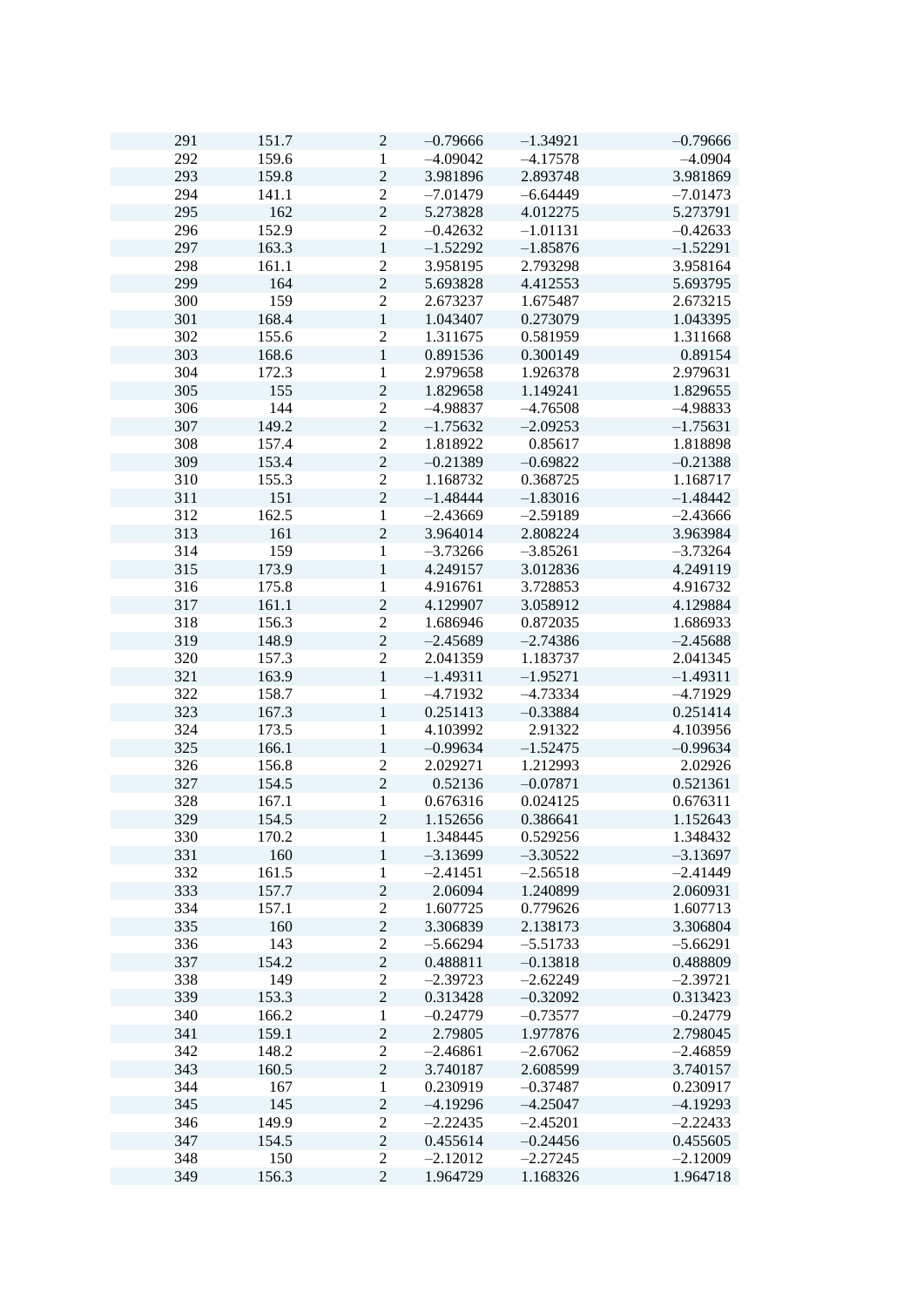| | | | | | |
|---|---|---|---|---|---|
| 291 | 151.7 | 2 | –0.79666 | –1.34921 | –0.79666 |
| 292 | 159.6 | 1 | –4.09042 | –4.17578 | –4.0904 |
| 293 | 159.8 | 2 | 3.981896 | 2.893748 | 3.981869 |
| 294 | 141.1 | 2 | –7.01479 | –6.64449 | –7.01473 |
| 295 | 162 | 2 | 5.273828 | 4.012275 | 5.273791 |
| 296 | 152.9 | 2 | –0.42632 | –1.01131 | –0.42633 |
| 297 | 163.3 | 1 | –1.52292 | –1.85876 | –1.52291 |
| 298 | 161.1 | 2 | 3.958195 | 2.793298 | 3.958164 |
| 299 | 164 | 2 | 5.693828 | 4.412553 | 5.693795 |
| 300 | 159 | 2 | 2.673237 | 1.675487 | 2.673215 |
| 301 | 168.4 | 1 | 1.043407 | 0.273079 | 1.043395 |
| 302 | 155.6 | 2 | 1.311675 | 0.581959 | 1.311668 |
| 303 | 168.6 | 1 | 0.891536 | 0.300149 | 0.89154 |
| 304 | 172.3 | 1 | 2.979658 | 1.926378 | 2.979631 |
| 305 | 155 | 2 | 1.829658 | 1.149241 | 1.829655 |
| 306 | 144 | 2 | –4.98837 | –4.76508 | –4.98833 |
| 307 | 149.2 | 2 | –1.75632 | –2.09253 | –1.75631 |
| 308 | 157.4 | 2 | 1.818922 | 0.85617 | 1.818898 |
| 309 | 153.4 | 2 | –0.21389 | –0.69822 | –0.21388 |
| 310 | 155.3 | 2 | 1.168732 | 0.368725 | 1.168717 |
| 311 | 151 | 2 | –1.48444 | –1.83016 | –1.48442 |
| 312 | 162.5 | 1 | –2.43669 | –2.59189 | –2.43666 |
| 313 | 161 | 2 | 3.964014 | 2.808224 | 3.963984 |
| 314 | 159 | 1 | –3.73266 | –3.85261 | –3.73264 |
| 315 | 173.9 | 1 | 4.249157 | 3.012836 | 4.249119 |
| 316 | 175.8 | 1 | 4.916761 | 3.728853 | 4.916732 |
| 317 | 161.1 | 2 | 4.129907 | 3.058912 | 4.129884 |
| 318 | 156.3 | 2 | 1.686946 | 0.872035 | 1.686933 |
| 319 | 148.9 | 2 | –2.45689 | –2.74386 | –2.45688 |
| 320 | 157.3 | 2 | 2.041359 | 1.183737 | 2.041345 |
| 321 | 163.9 | 1 | –1.49311 | –1.95271 | –1.49311 |
| 322 | 158.7 | 1 | –4.71932 | –4.73334 | –4.71929 |
| 323 | 167.3 | 1 | 0.251413 | –0.33884 | 0.251414 |
| 324 | 173.5 | 1 | 4.103992 | 2.91322 | 4.103956 |
| 325 | 166.1 | 1 | –0.99634 | –1.52475 | –0.99634 |
| 326 | 156.8 | 2 | 2.029271 | 1.212993 | 2.02926 |
| 327 | 154.5 | 2 | 0.52136 | –0.07871 | 0.521361 |
| 328 | 167.1 | 1 | 0.676316 | 0.024125 | 0.676311 |
| 329 | 154.5 | 2 | 1.152656 | 0.386641 | 1.152643 |
| 330 | 170.2 | 1 | 1.348445 | 0.529256 | 1.348432 |
| 331 | 160 | 1 | –3.13699 | –3.30522 | –3.13697 |
| 332 | 161.5 | 1 | –2.41451 | –2.56518 | –2.41449 |
| 333 | 157.7 | 2 | 2.06094 | 1.240899 | 2.060931 |
| 334 | 157.1 | 2 | 1.607725 | 0.779626 | 1.607713 |
| 335 | 160 | 2 | 3.306839 | 2.138173 | 3.306804 |
| 336 | 143 | 2 | –5.66294 | –5.51733 | –5.66291 |
| 337 | 154.2 | 2 | 0.488811 | –0.13818 | 0.488809 |
| 338 | 149 | 2 | –2.39723 | –2.62249 | –2.39721 |
| 339 | 153.3 | 2 | 0.313428 | –0.32092 | 0.313423 |
| 340 | 166.2 | 1 | –0.24779 | –0.73577 | –0.24779 |
| 341 | 159.1 | 2 | 2.79805 | 1.977876 | 2.798045 |
| 342 | 148.2 | 2 | –2.46861 | –2.67062 | –2.46859 |
| 343 | 160.5 | 2 | 3.740187 | 2.608599 | 3.740157 |
| 344 | 167 | 1 | 0.230919 | –0.37487 | 0.230917 |
| 345 | 145 | 2 | –4.19296 | –4.25047 | –4.19293 |
| 346 | 149.9 | 2 | –2.22435 | –2.45201 | –2.22433 |
| 347 | 154.5 | 2 | 0.455614 | –0.24456 | 0.455605 |
| 348 | 150 | 2 | –2.12012 | –2.27245 | –2.12009 |
| 349 | 156.3 | 2 | 1.964729 | 1.168326 | 1.964718 |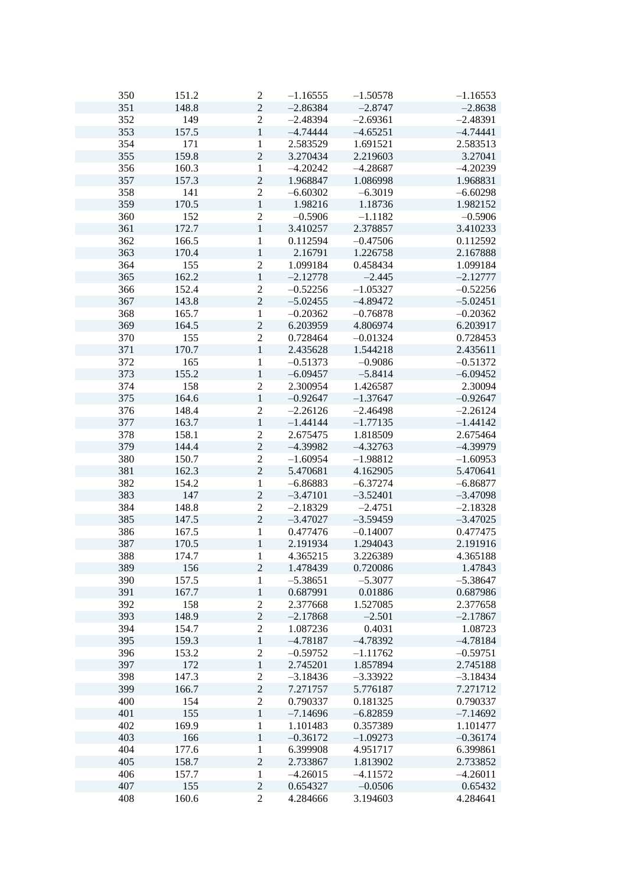|  |  |  |  |  |  |
|---|---|---|---|---|---|
| 350 | 151.2 | 2 | –1.16555 | –1.50578 | –1.16553 |
| 351 | 148.8 | 2 | –2.86384 | –2.8747 | –2.8638 |
| 352 | 149 | 2 | –2.48394 | –2.69361 | –2.48391 |
| 353 | 157.5 | 1 | –4.74444 | –4.65251 | –4.74441 |
| 354 | 171 | 1 | 2.583529 | 1.691521 | 2.583513 |
| 355 | 159.8 | 2 | 3.270434 | 2.219603 | 3.27041 |
| 356 | 160.3 | 1 | –4.20242 | –4.28687 | –4.20239 |
| 357 | 157.3 | 2 | 1.968847 | 1.086998 | 1.968831 |
| 358 | 141 | 2 | –6.60302 | –6.3019 | –6.60298 |
| 359 | 170.5 | 1 | 1.98216 | 1.18736 | 1.982152 |
| 360 | 152 | 2 | –0.5906 | –1.1182 | –0.5906 |
| 361 | 172.7 | 1 | 3.410257 | 2.378857 | 3.410233 |
| 362 | 166.5 | 1 | 0.112594 | –0.47506 | 0.112592 |
| 363 | 170.4 | 1 | 2.16791 | 1.226758 | 2.167888 |
| 364 | 155 | 2 | 1.099184 | 0.458434 | 1.099184 |
| 365 | 162.2 | 1 | –2.12778 | –2.445 | –2.12777 |
| 366 | 152.4 | 2 | –0.52256 | –1.05327 | –0.52256 |
| 367 | 143.8 | 2 | –5.02455 | –4.89472 | –5.02451 |
| 368 | 165.7 | 1 | –0.20362 | –0.76878 | –0.20362 |
| 369 | 164.5 | 2 | 6.203959 | 4.806974 | 6.203917 |
| 370 | 155 | 2 | 0.728464 | –0.01324 | 0.728453 |
| 371 | 170.7 | 1 | 2.435628 | 1.544218 | 2.435611 |
| 372 | 165 | 1 | –0.51373 | –0.9086 | –0.51372 |
| 373 | 155.2 | 1 | –6.09457 | –5.8414 | –6.09452 |
| 374 | 158 | 2 | 2.300954 | 1.426587 | 2.30094 |
| 375 | 164.6 | 1 | –0.92647 | –1.37647 | –0.92647 |
| 376 | 148.4 | 2 | –2.26126 | –2.46498 | –2.26124 |
| 377 | 163.7 | 1 | –1.44144 | –1.77135 | –1.44142 |
| 378 | 158.1 | 2 | 2.675475 | 1.818509 | 2.675464 |
| 379 | 144.4 | 2 | –4.39982 | –4.32763 | –4.39979 |
| 380 | 150.7 | 2 | –1.60954 | –1.98812 | –1.60953 |
| 381 | 162.3 | 2 | 5.470681 | 4.162905 | 5.470641 |
| 382 | 154.2 | 1 | –6.86883 | –6.37274 | –6.86877 |
| 383 | 147 | 2 | –3.47101 | –3.52401 | –3.47098 |
| 384 | 148.8 | 2 | –2.18329 | –2.4751 | –2.18328 |
| 385 | 147.5 | 2 | –3.47027 | –3.59459 | –3.47025 |
| 386 | 167.5 | 1 | 0.477476 | –0.14007 | 0.477475 |
| 387 | 170.5 | 1 | 2.191934 | 1.294043 | 2.191916 |
| 388 | 174.7 | 1 | 4.365215 | 3.226389 | 4.365188 |
| 389 | 156 | 2 | 1.478439 | 0.720086 | 1.47843 |
| 390 | 157.5 | 1 | –5.38651 | –5.3077 | –5.38647 |
| 391 | 167.7 | 1 | 0.687991 | 0.01886 | 0.687986 |
| 392 | 158 | 2 | 2.377668 | 1.527085 | 2.377658 |
| 393 | 148.9 | 2 | –2.17868 | –2.501 | –2.17867 |
| 394 | 154.7 | 2 | 1.087236 | 0.4031 | 1.08723 |
| 395 | 159.3 | 1 | –4.78187 | –4.78392 | –4.78184 |
| 396 | 153.2 | 2 | –0.59752 | –1.11762 | –0.59751 |
| 397 | 172 | 1 | 2.745201 | 1.857894 | 2.745188 |
| 398 | 147.3 | 2 | –3.18436 | –3.33922 | –3.18434 |
| 399 | 166.7 | 2 | 7.271757 | 5.776187 | 7.271712 |
| 400 | 154 | 2 | 0.790337 | 0.181325 | 0.790337 |
| 401 | 155 | 1 | –7.14696 | –6.82859 | –7.14692 |
| 402 | 169.9 | 1 | 1.101483 | 0.357389 | 1.101477 |
| 403 | 166 | 1 | –0.36172 | –1.09273 | –0.36174 |
| 404 | 177.6 | 1 | 6.399908 | 4.951717 | 6.399861 |
| 405 | 158.7 | 2 | 2.733867 | 1.813902 | 2.733852 |
| 406 | 157.7 | 1 | –4.26015 | –4.11572 | –4.26011 |
| 407 | 155 | 2 | 0.654327 | –0.0506 | 0.65432 |
| 408 | 160.6 | 2 | 4.284666 | 3.194603 | 4.284641 |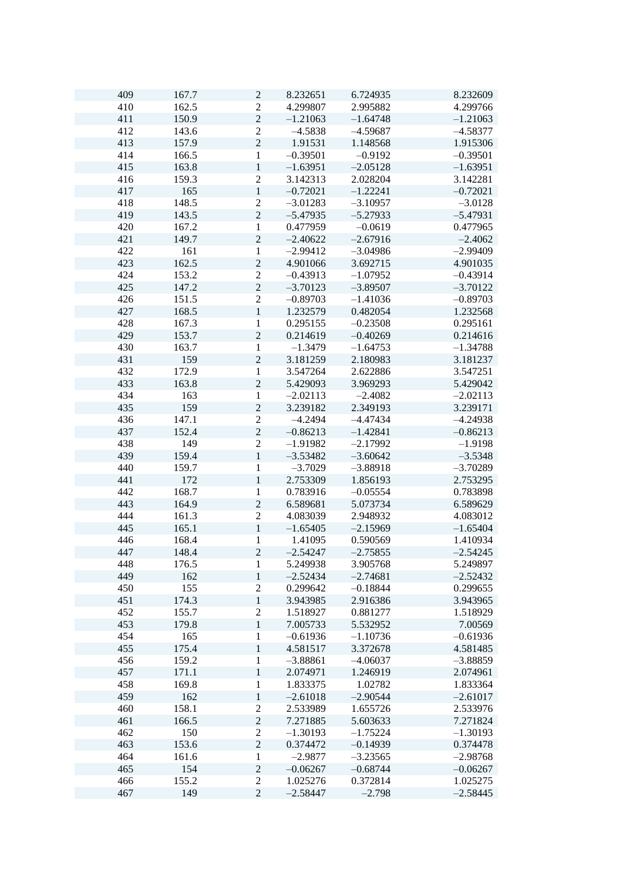| | | | | | |
|---|---|---|---|---|---|
| 409 | 167.7 | 2 | 8.232651 | 6.724935 | 8.232609 |
| 410 | 162.5 | 2 | 4.299807 | 2.995882 | 4.299766 |
| 411 | 150.9 | 2 | –1.21063 | –1.64748 | –1.21063 |
| 412 | 143.6 | 2 | –4.5838 | –4.59687 | –4.58377 |
| 413 | 157.9 | 2 | 1.91531 | 1.148568 | 1.915306 |
| 414 | 166.5 | 1 | –0.39501 | –0.9192 | –0.39501 |
| 415 | 163.8 | 1 | –1.63951 | –2.05128 | –1.63951 |
| 416 | 159.3 | 2 | 3.142313 | 2.028204 | 3.142281 |
| 417 | 165 | 1 | –0.72021 | –1.22241 | –0.72021 |
| 418 | 148.5 | 2 | –3.01283 | –3.10957 | –3.0128 |
| 419 | 143.5 | 2 | –5.47935 | –5.27933 | –5.47931 |
| 420 | 167.2 | 1 | 0.477959 | –0.0619 | 0.477965 |
| 421 | 149.7 | 2 | –2.40622 | –2.67916 | –2.4062 |
| 422 | 161 | 1 | –2.99412 | –3.04986 | –2.99409 |
| 423 | 162.5 | 2 | 4.901066 | 3.692715 | 4.901035 |
| 424 | 153.2 | 2 | –0.43913 | –1.07952 | –0.43914 |
| 425 | 147.2 | 2 | –3.70123 | –3.89507 | –3.70122 |
| 426 | 151.5 | 2 | –0.89703 | –1.41036 | –0.89703 |
| 427 | 168.5 | 1 | 1.232579 | 0.482054 | 1.232568 |
| 428 | 167.3 | 1 | 0.295155 | –0.23508 | 0.295161 |
| 429 | 153.7 | 2 | 0.214619 | –0.40269 | 0.214616 |
| 430 | 163.7 | 1 | –1.3479 | –1.64753 | –1.34788 |
| 431 | 159 | 2 | 3.181259 | 2.180983 | 3.181237 |
| 432 | 172.9 | 1 | 3.547264 | 2.622886 | 3.547251 |
| 433 | 163.8 | 2 | 5.429093 | 3.969293 | 5.429042 |
| 434 | 163 | 1 | –2.02113 | –2.4082 | –2.02113 |
| 435 | 159 | 2 | 3.239182 | 2.349193 | 3.239171 |
| 436 | 147.1 | 2 | –4.2494 | –4.47434 | –4.24938 |
| 437 | 152.4 | 2 | –0.86213 | –1.42841 | –0.86213 |
| 438 | 149 | 2 | –1.91982 | –2.17992 | –1.9198 |
| 439 | 159.4 | 1 | –3.53482 | –3.60642 | –3.5348 |
| 440 | 159.7 | 1 | –3.7029 | –3.88918 | –3.70289 |
| 441 | 172 | 1 | 2.753309 | 1.856193 | 2.753295 |
| 442 | 168.7 | 1 | 0.783916 | –0.05554 | 0.783898 |
| 443 | 164.9 | 2 | 6.589681 | 5.073734 | 6.589629 |
| 444 | 161.3 | 2 | 4.083039 | 2.948932 | 4.083012 |
| 445 | 165.1 | 1 | –1.65405 | –2.15969 | –1.65404 |
| 446 | 168.4 | 1 | 1.41095 | 0.590569 | 1.410934 |
| 447 | 148.4 | 2 | –2.54247 | –2.75855 | –2.54245 |
| 448 | 176.5 | 1 | 5.249938 | 3.905768 | 5.249897 |
| 449 | 162 | 1 | –2.52434 | –2.74681 | –2.52432 |
| 450 | 155 | 2 | 0.299642 | –0.18844 | 0.299655 |
| 451 | 174.3 | 1 | 3.943985 | 2.916386 | 3.943965 |
| 452 | 155.7 | 2 | 1.518927 | 0.881277 | 1.518929 |
| 453 | 179.8 | 1 | 7.005733 | 5.532952 | 7.00569 |
| 454 | 165 | 1 | –0.61936 | –1.10736 | –0.61936 |
| 455 | 175.4 | 1 | 4.581517 | 3.372678 | 4.581485 |
| 456 | 159.2 | 1 | –3.88861 | –4.06037 | –3.88859 |
| 457 | 171.1 | 1 | 2.074971 | 1.246919 | 2.074961 |
| 458 | 169.8 | 1 | 1.833375 | 1.02782 | 1.833364 |
| 459 | 162 | 1 | –2.61018 | –2.90544 | –2.61017 |
| 460 | 158.1 | 2 | 2.533989 | 1.655726 | 2.533976 |
| 461 | 166.5 | 2 | 7.271885 | 5.603633 | 7.271824 |
| 462 | 150 | 2 | –1.30193 | –1.75224 | –1.30193 |
| 463 | 153.6 | 2 | 0.374472 | –0.14939 | 0.374478 |
| 464 | 161.6 | 1 | –2.9877 | –3.23565 | –2.98768 |
| 465 | 154 | 2 | –0.06267 | –0.68744 | –0.06267 |
| 466 | 155.2 | 2 | 1.025276 | 0.372814 | 1.025275 |
| 467 | 149 | 2 | –2.58447 | –2.798 | –2.58445 |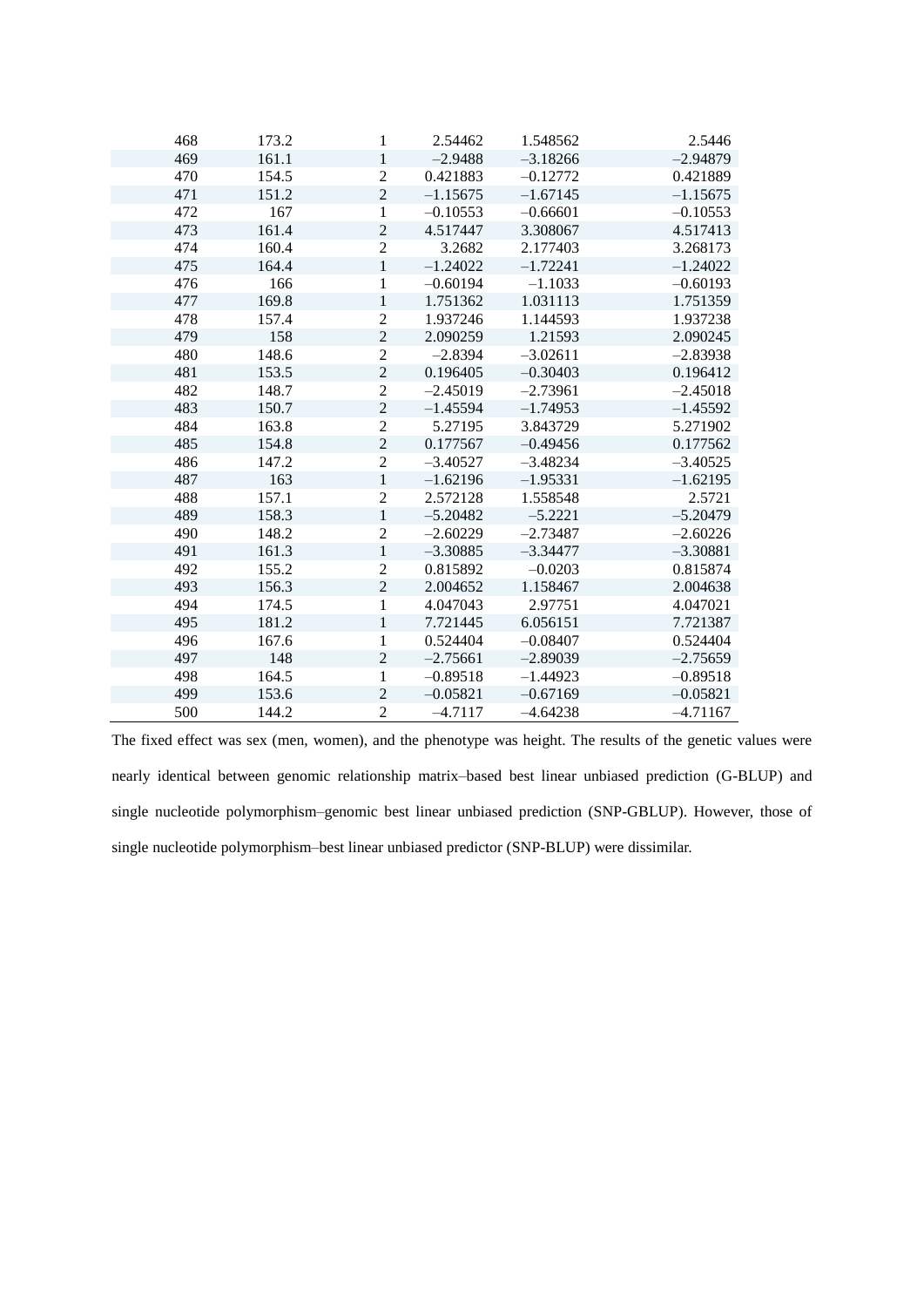| | | | | | |
|---|---|---|---|---|---|
| 468 | 173.2 | 1 | 2.54462 | 1.548562 | 2.5446 |
| 469 | 161.1 | 1 | –2.9488 | –3.18266 | –2.94879 |
| 470 | 154.5 | 2 | 0.421883 | –0.12772 | 0.421889 |
| 471 | 151.2 | 2 | –1.15675 | –1.67145 | –1.15675 |
| 472 | 167 | 1 | –0.10553 | –0.66601 | –0.10553 |
| 473 | 161.4 | 2 | 4.517447 | 3.308067 | 4.517413 |
| 474 | 160.4 | 2 | 3.2682 | 2.177403 | 3.268173 |
| 475 | 164.4 | 1 | –1.24022 | –1.72241 | –1.24022 |
| 476 | 166 | 1 | –0.60194 | –1.1033 | –0.60193 |
| 477 | 169.8 | 1 | 1.751362 | 1.031113 | 1.751359 |
| 478 | 157.4 | 2 | 1.937246 | 1.144593 | 1.937238 |
| 479 | 158 | 2 | 2.090259 | 1.21593 | 2.090245 |
| 480 | 148.6 | 2 | –2.8394 | –3.02611 | –2.83938 |
| 481 | 153.5 | 2 | 0.196405 | –0.30403 | 0.196412 |
| 482 | 148.7 | 2 | –2.45019 | –2.73961 | –2.45018 |
| 483 | 150.7 | 2 | –1.45594 | –1.74953 | –1.45592 |
| 484 | 163.8 | 2 | 5.27195 | 3.843729 | 5.271902 |
| 485 | 154.8 | 2 | 0.177567 | –0.49456 | 0.177562 |
| 486 | 147.2 | 2 | –3.40527 | –3.48234 | –3.40525 |
| 487 | 163 | 1 | –1.62196 | –1.95331 | –1.62195 |
| 488 | 157.1 | 2 | 2.572128 | 1.558548 | 2.5721 |
| 489 | 158.3 | 1 | –5.20482 | –5.2221 | –5.20479 |
| 490 | 148.2 | 2 | –2.60229 | –2.73487 | –2.60226 |
| 491 | 161.3 | 1 | –3.30885 | –3.34477 | –3.30881 |
| 492 | 155.2 | 2 | 0.815892 | –0.0203 | 0.815874 |
| 493 | 156.3 | 2 | 2.004652 | 1.158467 | 2.004638 |
| 494 | 174.5 | 1 | 4.047043 | 2.97751 | 4.047021 |
| 495 | 181.2 | 1 | 7.721445 | 6.056151 | 7.721387 |
| 496 | 167.6 | 1 | 0.524404 | –0.08407 | 0.524404 |
| 497 | 148 | 2 | –2.75661 | –2.89039 | –2.75659 |
| 498 | 164.5 | 1 | –0.89518 | –1.44923 | –0.89518 |
| 499 | 153.6 | 2 | –0.05821 | –0.67169 | –0.05821 |
| 500 | 144.2 | 2 | –4.7117 | –4.64238 | –4.71167 |

The fixed effect was sex (men, women), and the phenotype was height. The results of the genetic values were nearly identical between genomic relationship matrix–based best linear unbiased prediction (G-BLUP) and single nucleotide polymorphism–genomic best linear unbiased prediction (SNP-GBLUP). However, those of single nucleotide polymorphism–best linear unbiased predictor (SNP-BLUP) were dissimilar.